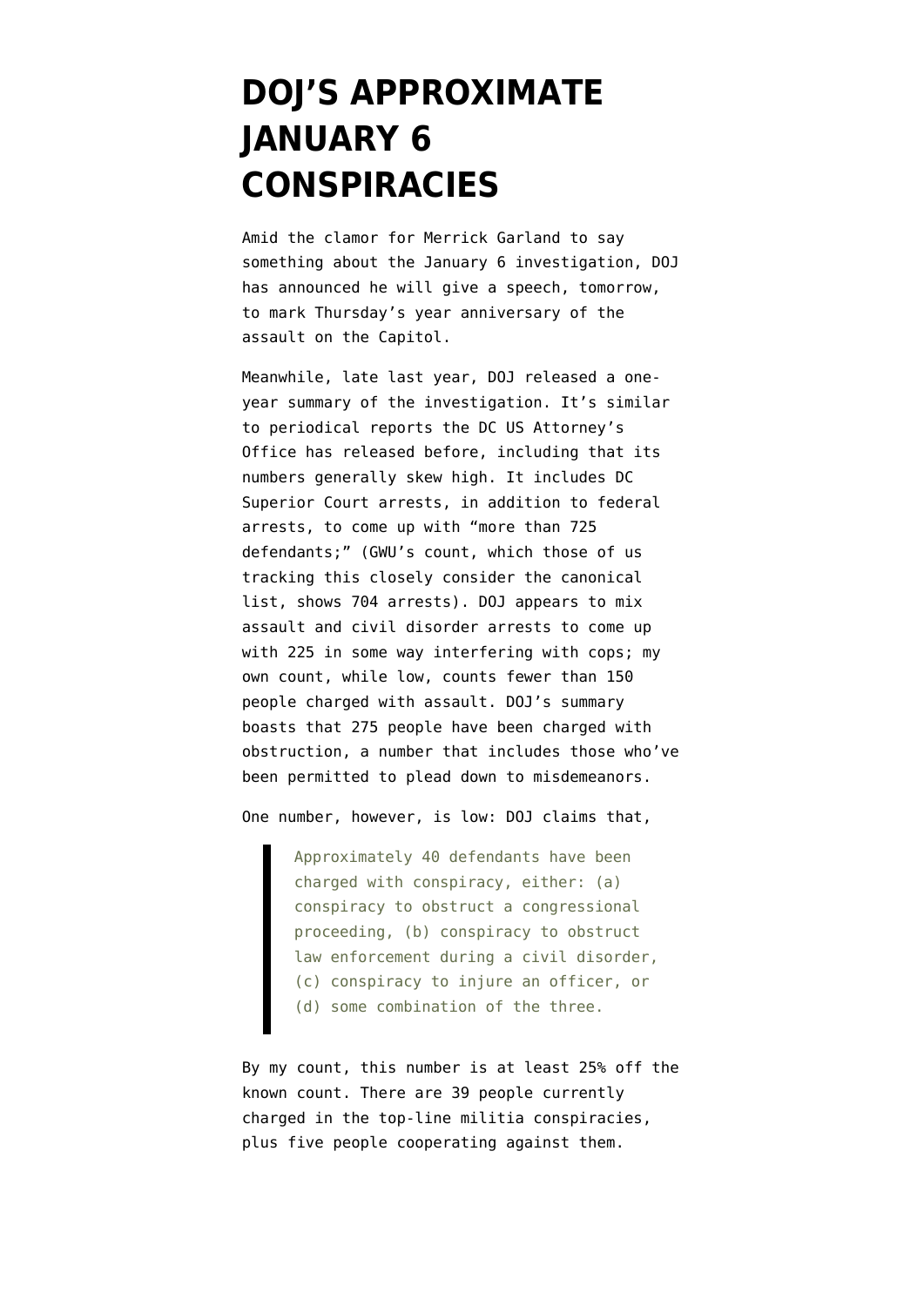# DOJ'S APPROXIMATE JANUARY 6 CONSPIRACIES

Amid the clamor for Merrick Garland to say something about the January 6 investigation, DOJ has announced he will give a speech, tomorrow, to mark Thursday's year anniversary of the assault on the Capitol.

Meanwhile, late last year, DOJ released a one-year summary of the investigation. It's similar to periodical reports the DC US Attorney's Office has released before, including that its numbers generally skew high. It includes DC Superior Court arrests, in addition to federal arrests, to come up with "more than 725 defendants;" (GWU's count, which those of us tracking this closely consider the canonical list, shows 704 arrests). DOJ appears to mix assault and civil disorder arrests to come up with 225 in some way interfering with cops; my own count, while low, counts fewer than 150 people charged with assault. DOJ's summary boasts that 275 people have been charged with obstruction, a number that includes those who've been permitted to plead down to misdemeanors.

One number, however, is low: DOJ claims that,

> Approximately 40 defendants have been charged with conspiracy, either: (a) conspiracy to obstruct a congressional proceeding, (b) conspiracy to obstruct law enforcement during a civil disorder, (c) conspiracy to injure an officer, or (d) some combination of the three.

By my count, this number is at least 25% off the known count. There are 39 people currently charged in the top-line militia conspiracies, plus five people cooperating against them.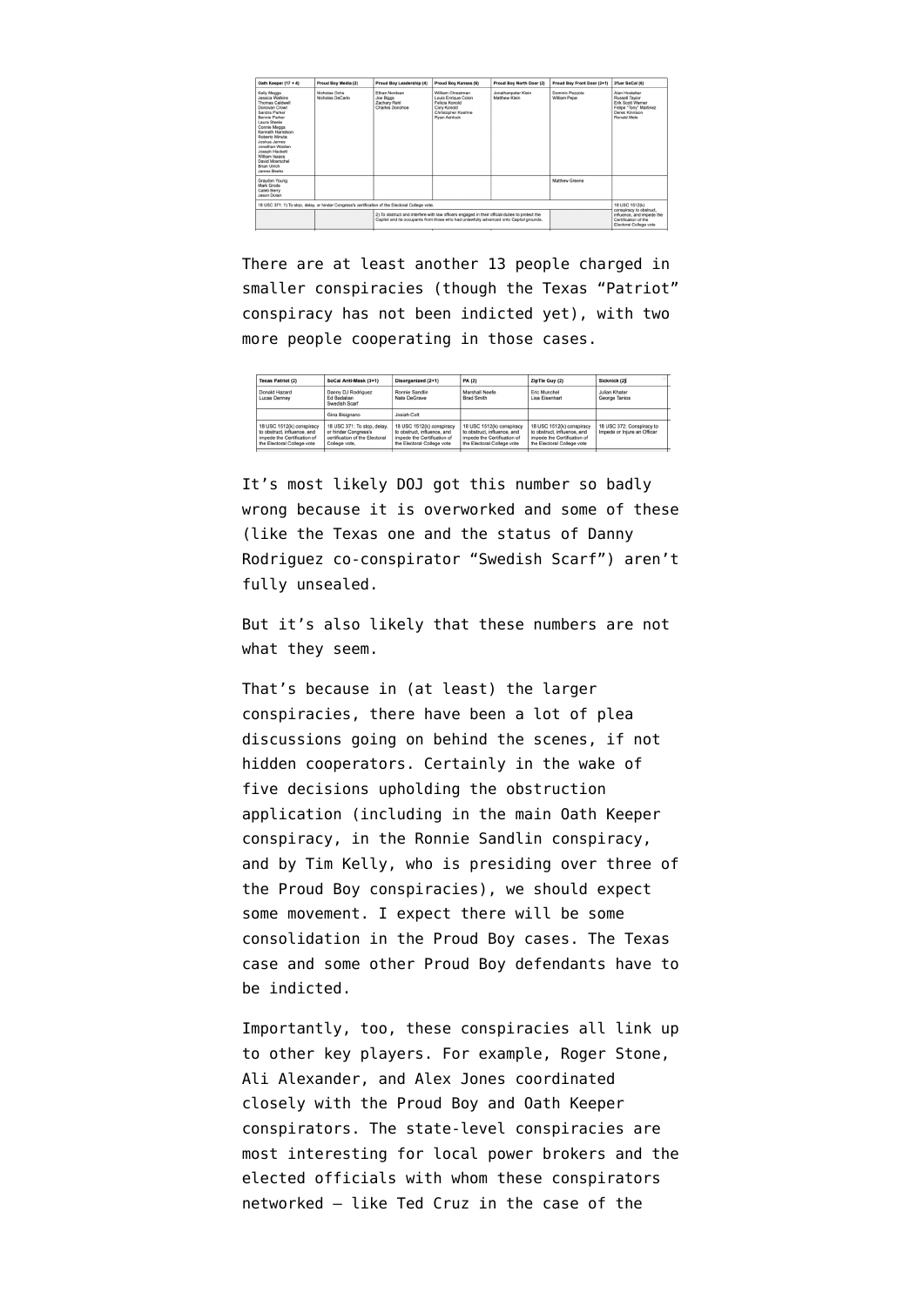| Oath Keeper (17 + 4) | Proud Boy Media (2) | Proud Boy Leadership (4) | Proud Boy Kansas (6) | Proud Boy North Door (2) | Proud Boy Front Door (2+1) | 3%er SoCal (6) |
|---|---|---|---|---|---|---|
| Kelly Meggs<br>Jessica Watkins<br>Thomas Caldwell<br>Donovan Crowl<br>Sandra Parker<br>Bennie Parker<br>Laura Steele<br>Connie Meggs<br>Kenneth Harrelson<br>Roberto Minuta<br>Joshua James<br>Jonathan Walden<br>Joseph Hackett<br>William Isaacs<br>David Moerschel<br>Brian Ulrich<br>James Beeks | Nicholas Ochs<br>Nicholas DeCarlo | Ethan Nordean<br>Joe Biggs<br>Zachary Rehl<br>Charles Donohoe | William Chrestman<br>Louis Enrique Colon<br>Felicia Konold<br>Cory Konold<br>Christopher Kuehne<br>Ryan Ashlock | Jonathanpeter Klein<br>Matthew Klein | Dominic Pezzola<br>William Pepe | Alan Hostetter<br>Russell Taylor<br>Erik Scott Warner<br>Felipe "Tony" Martinez<br>Derek Kinnison<br>Ronald Mele |
| Graydon Young<br>Mark Grods<br>Caleb Berry<br>Jason Dolan | | | | | Matthew Greene | |
| 18 USC 371: 1) To stop, delay, or hinder Congress's certification of the Electoral College vote. | | | | | | 18 USC 1512(k) conspiracy to obstruct, influence, and impede the Certification of the Electoral College vote |
| | | 2) To obstruct and interfere with law officers engaged in their official duties to protect the Capitol and its occupants from those who had unlawfully advanced onto Capitol grounds. | | | | |

There are at least another 13 people charged in smaller conspiracies (though the Texas "Patriot" conspiracy has not been indicted yet), with two more people cooperating in those cases.

| Texas Patriot (2) | SoCal Anti-Mask (3+1) | Disorganized (2+1) | PA (2) | ZipTie Guy (2) | Sicknick (2) |
|---|---|---|---|---|---|
| Donald Hazard<br>Lucas Denney | Danny DJ Rodriguez<br>Ed Badalian<br>Swedish Scarf | Ronnie Sandlin<br>Nate DeGrave | Marshall Neefe<br>Brad Smith | Eric Munchel<br>Lisa Eisenhart | Julian Khater<br>George Tanios |
| | Gina Bisignano | Josiah Colt | | | |
| 18 USC 1512(k) conspiracy to obstruct, influence, and impede the Certification of the Electoral College vote | 18 USC 371: To stop, delay, or hinder Congress's certification of the Electoral College vote, | 18 USC 1512(k) conspiracy to obstruct, influence, and impede the Certification of the Electoral College vote | 18 USC 1512(k) conspiracy to obstruct, influence, and impede the Certification of the Electoral College vote | 18 USC 1512(k) conspiracy to obstruct, influence, and impede the Certification of the Electoral College vote | 18 USC 372: Conspiracy to Impede or Injure an Officer |

It's most likely DOJ got this number so badly wrong because it is overworked and some of these (like the Texas one and the status of Danny Rodriguez co-conspirator "Swedish Scarf") aren't fully unsealed.

But it's also likely that these numbers are not what they seem.

That's because in (at least) the larger conspiracies, there have been a lot of plea discussions going on behind the scenes, if not hidden cooperators. Certainly in the wake of five decisions upholding the obstruction application (including in the main Oath Keeper conspiracy, in the Ronnie Sandlin conspiracy, and by Tim Kelly, who is presiding over three of the Proud Boy conspiracies), we should expect some movement. I expect there will be some consolidation in the Proud Boy cases. The Texas case and some other Proud Boy defendants have to be indicted.

Importantly, too, these conspiracies all link up to other key players. For example, Roger Stone, Ali Alexander, and Alex Jones coordinated closely with the Proud Boy and Oath Keeper conspirators. The state-level conspiracies are most interesting for local power brokers and the elected officials with whom these conspirators networked — like Ted Cruz in the case of the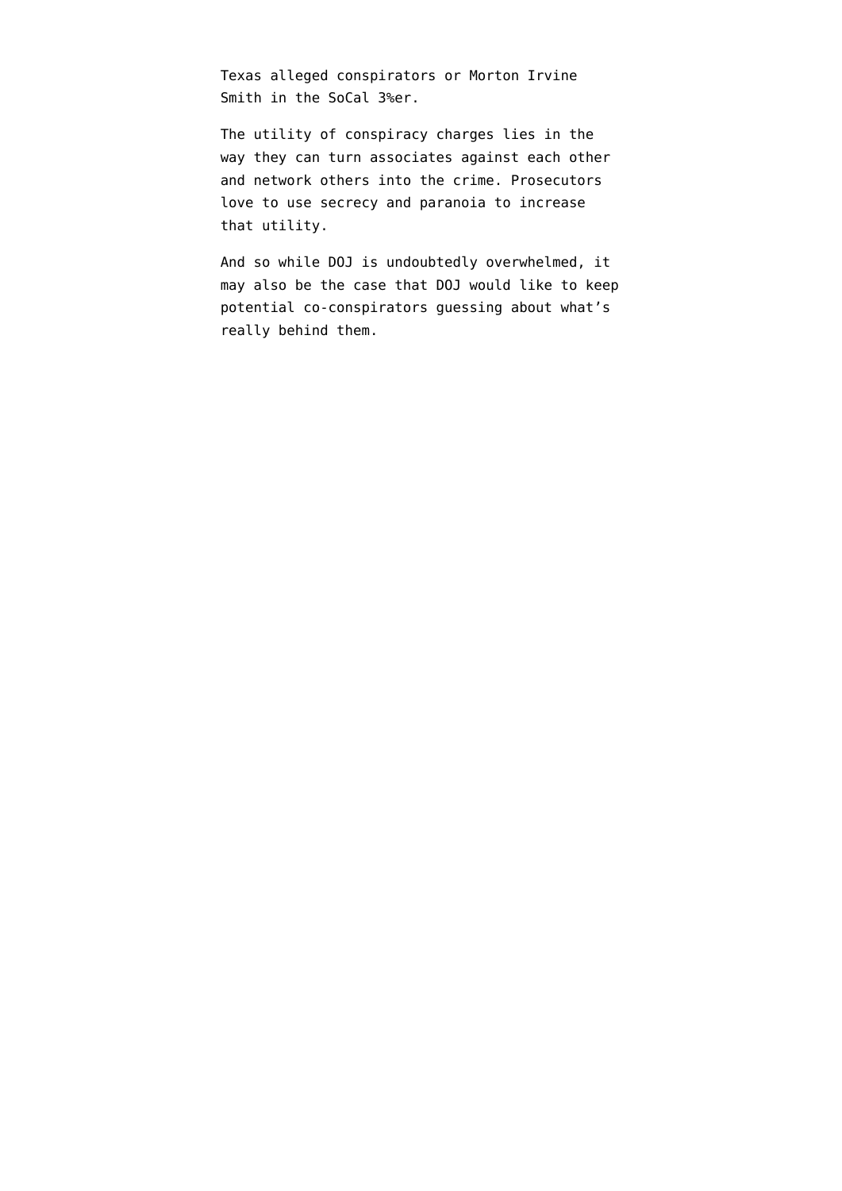Texas alleged conspirators or Morton Irvine Smith in the SoCal 3%er.

The utility of conspiracy charges lies in the way they can turn associates against each other and network others into the crime. Prosecutors love to use secrecy and paranoia to increase that utility.

And so while DOJ is undoubtedly overwhelmed, it may also be the case that DOJ would like to keep potential co-conspirators guessing about what's really behind them.